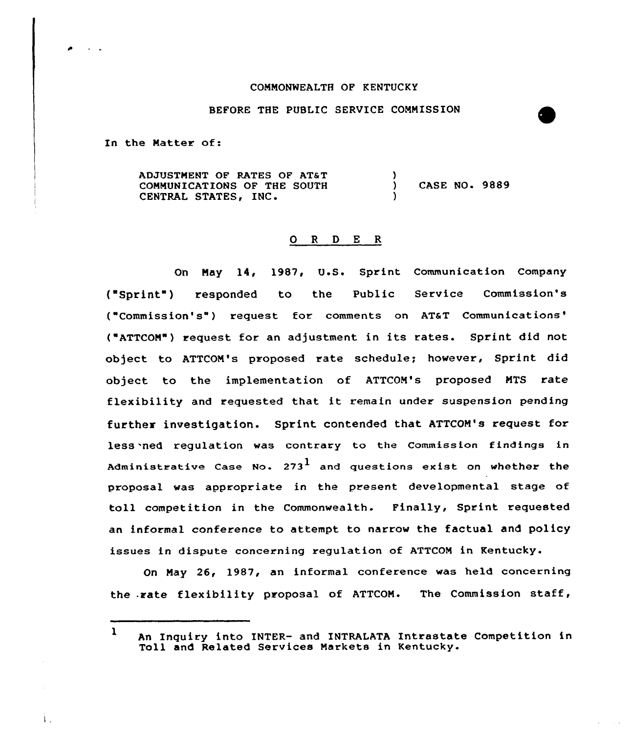COMMONWEALTH OF KENTUCKY

BEFORE THE PUBLIC SERVICE COMMISSION

In the Matter of:

| | | |
|---|---|---|
| ADJUSTMENT OF RATES OF AT&T COMMUNICATIONS OF THE SOUTH CENTRAL STATES, INC. | ) ) ) | CASE NO. 9889 |

O R D E R

On May 14, 1987, U.S. Sprint Communication Company ("Sprint") responded to the Public Service Commission's ("Commission's") request for comments on AT&T Communications' ("ATTCOM") request for an adjustment in its rates. Sprint did not object to ATTCOM's proposed rate schedule; however, Sprint did object to the implementation of ATTCOM's proposed MTS rate flexibility and requested that it remain under suspension pending further investigation. Sprint contended that ATTCOM's request for lessened regulation was contrary to the Commission findings in Administrative Case No. 273[1] and questions exist on whether the proposal was appropriate in the present developmental stage of toll competition in the Commonwealth. Finally, Sprint requested an informal conference to attempt to narrow the factual and policy issues in dispute concerning regulation of ATTCOM in Kentucky.

On May 26, 1987, an informal conference was held concerning the rate flexibility proposal of ATTCOM. The Commission staff,

[1] An Inquiry into INTER- and INTRALATA Intrastate Competition in Toll and Related Services Markets in Kentucky.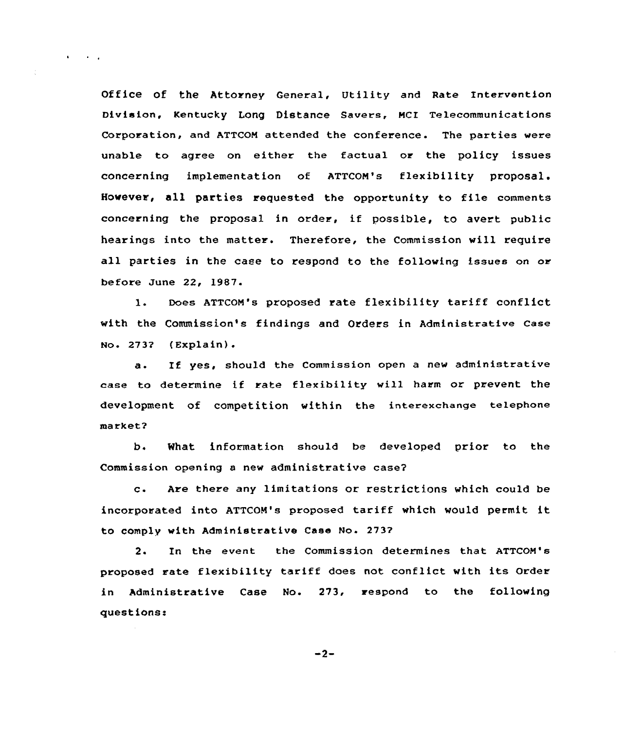Office of the Attorney General, Utility and Rate Intervention Division, Kentucky Long Distance Savers, MCI Telecommunications Corporation, and ATTCOM attended the conference. The parties were unable to agree on either the factual or the policy issues concerning implementation of ATTCOM's flexibility proposal. However, all parties requested the opportunity to file comments concerning the proposal in order, if possible, to avert public hearings into the matter. Therefore, the Commission will require all parties in the case to respond to the following issues on or before June 22, 1987.

1. Does ATTCOM's proposed rate flexibility tariff conflict with the Commission's findings and Orders in Administrative Case No. 273? (Explain).

a. If yes, should the Commission open a new administrative case to determine if rate flexibility will harm or prevent the development of competition within the interexchange telephone market?

b. What information should be developed prior to the Commission opening a new administrative case?

c. Are there any limitations or restrictions which could be incorporated into ATTCOM's proposed tariff which would permit it to comply with Administrative Case No. 273?

2. In the event the Commission determines that ATTCOM's proposed rate flexibility tariff does not conflict with its Order in Administrative Case No. 273, respond to the following questions: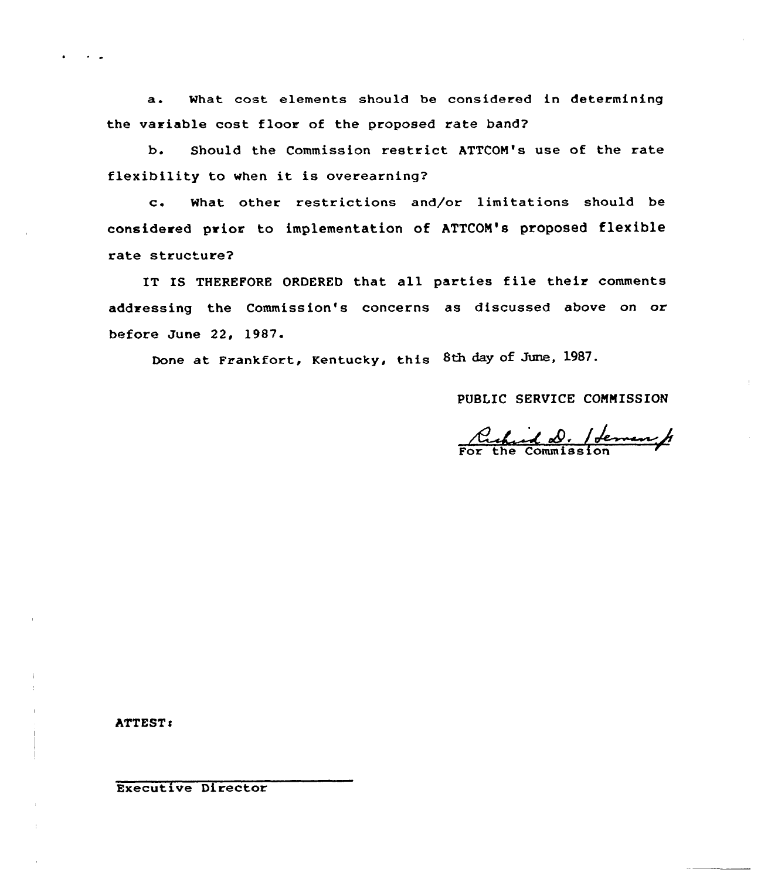a. What cost elements should be considered in determining the variable cost floor of the proposed rate band?

b. Should the Commission restrict ATTCOM's use of the rate flexibility to when it is overearning?

c. What other restrictions and/or limitations should be considered prior to implementation of ATTCOM's proposed flexible rate structure?

IT IS THEREFORE ORDERED that all parties file their comments addressing the Commission's concerns as discussed above on or before June 22, 1987.

Done at Frankfort, Kentucky, this 8th day of June, 1987.

PUBLIC SERVICE COMMISSION

Richard D. Heman Jr.
For the Commission

ATTEST:

Executive Director